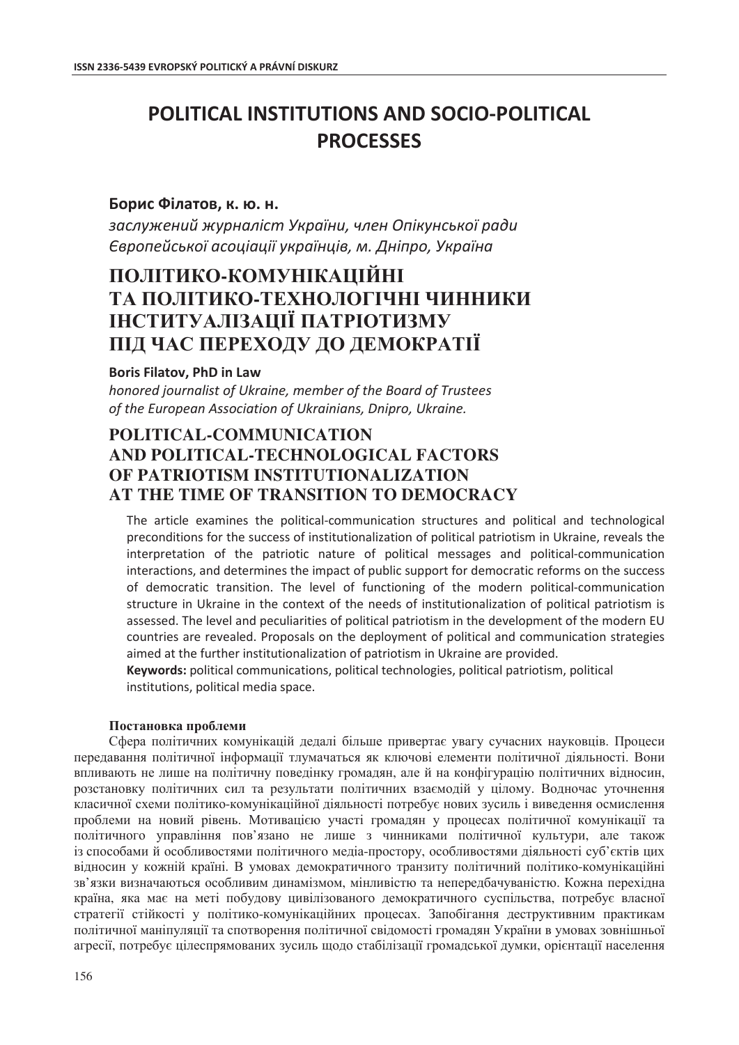# POLITICAL INSTITUTIONS AND SOCIO-POLITICAL PROCESSES

**Борис Філатов, к. ю. н.**

*заслужений журналіст України, член Опікунської ради Європейської асоціації українців, м. Дніпро, Україна*

## ПОЛІТИКО-КОМУНІКАЦІЙНІ ТА ПОЛІТИКО-ТЕХНОЛОГІЧНІ ЧИННИКИ ІНСТИТУАЛІЗАЦІЇ ПАТРІОТИЗМУ ПІД ЧАС ПЕРЕХОДУ ДО ДЕМОКРАТІЇ

**Boris Filatov, PhD in Law**

*honored journalist of Ukraine, member of the Board of Trustees of the European Association of Ukrainians, Dnipro, Ukraine.*

## POLITICAL-COMMUNICATION AND POLITICAL-TECHNOLOGICAL FACTORS OF PATRIOTISM INSTITUTIONALIZATION AT THE TIME OF TRANSITION TO DEMOCRACY

The article examines the political-communication structures and political and technological preconditions for the success of institutionalization of political patriotism in Ukraine, reveals the interpretation of the patriotic nature of political messages and political-communication interactions, and determines the impact of public support for democratic reforms on the success of democratic transition. The level of functioning of the modern political-communication structure in Ukraine in the context of the needs of institutionalization of political patriotism is assessed. The level and peculiarities of political patriotism in the development of the modern EU countries are revealed. Proposals on the deployment of political and communication strategies aimed at the further institutionalization of patriotism in Ukraine are provided.

**Keywords:** political communications, political technologies, political patriotism, political institutions, political media space.

### Постановка проблеми

Сфера політичних комунікацій дедалі більше привертає увагу сучасних науковців. Процеси передавання політичної інформації тлумачаться як ключові елементи політичної діяльності. Вони впливають не лише на політичну поведінку громадян, але й на конфігурацію політичних відносин, розстановку політичних сил та результати політичних взаємодій у цілому. Водночас уточнення класичної схеми політико-комунікаційної діяльності потребує нових зусиль і виведення осмислення проблеми на новий рівень. Мотивацією участі громадян у процесах політичної комунікації та політичного управління пов'язано не лише з чинниками політичної культури, але також із способами й особливостями політичного медіа-простору, особливостями діяльності суб'єктів цих відносин у кожній країні. В умовах демократичного транзиту політичний політико-комунікаційні зв'язки визначаються особливим динамізмом, мінливістю та непередбачуваністю. Кожна перехідна країна, яка має на меті побудову цивілізованого демократичного суспільства, потребує власної стратегії стійкості у політико-комунікаційних процесах. Запобігання деструктивним практикам політичної маніпуляції та спотворення політичної свідомості громадян України в умовах зовнішньої агресії, потребує цілеспрямованих зусиль щодо стабілізації громадської думки, орієнтації населення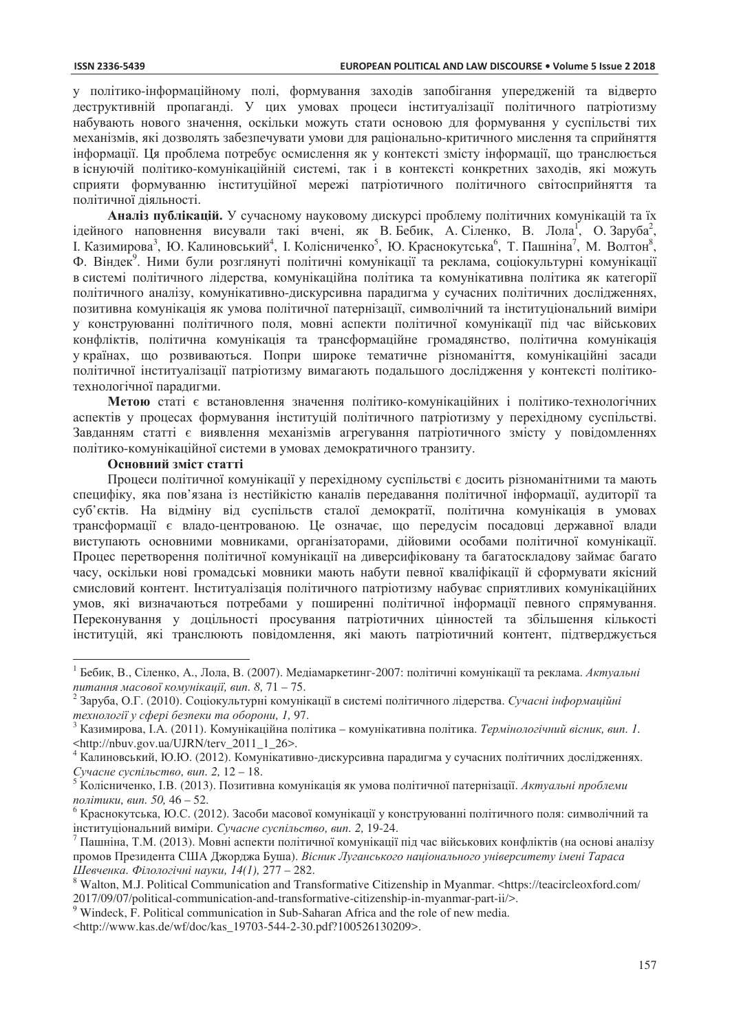у політико-інформаційному полі, формування заходів запобігання упередженій та відверто деструктивній пропаганді. У цих умовах процеси інституалізації політичного патріотизму набувають нового значення, оскільки можуть стати основою для формування у суспільстві тих механізмів, які дозволять забезпечувати умови для раціонально-критичного мислення та сприйняття інформації. Ця проблема потребує осмислення як у контексті змісту інформації, що транслюється в існуючій політико-комунікаційній системі, так і в контексті конкретних заходів, які можуть сприяти формуванню інституційної мережі патріотичного політичного світосприйняття та політичної діяльності.

**Аналіз публікацій.** У сучасному науковому дискурсі проблему політичних комунікацій та їх ідейного наповнення висували такі вчені, як В. Бебик, А. Сіленко, В. Лола[1], О. Заруба[2], І. Казимирова[3], Ю. Калиновський[4], І. Колісниченко[5], Ю. Краснокутська[6], Т. Пашніна[7], М. Волтон[8], Ф. Віндек[9]. Ними були розглянуті політичні комунікації та реклама, соціокультурні комунікації в системі політичного лідерства, комунікаційна політика та комунікативна політика як категорії політичного аналізу, комунікативно-дискурсивна парадигма у сучасних політичних дослідженнях, позитивна комунікація як умова політичної патернізації, символічний та інституціональний виміри у конструюванні політичного поля, мовні аспекти політичної комунікації під час військових конфліктів, політична комунікація та трансформаційне громадянство, політична комунікація у країнах, що розвиваються. Попри широке тематичне різноманіття, комунікаційні засади політичної інституалізації патріотизму вимагають подальшого дослідження у контексті політико-технологічної парадигми.

**Метою** статі є встановлення значення політико-комунікаційних і політико-технологічних аспектів у процесах формування інституцій політичного патріотизму у перехідному суспільстві. Завданням статті є виявлення механізмів агрегування патріотичного змісту у повідомленнях політико-комунікаційної системи в умовах демократичного транзиту.

**Основний зміст статті**

Процеси політичної комунікації у перехідному суспільстві є досить різноманітними та мають специфіку, яка пов'язана із нестійкістю каналів передавання політичної інформації, аудиторії та суб'єктів. На відміну від суспільств сталої демократії, політична комунікація в умовах трансформації є владо-центрованою. Це означає, що передусім посадовці державної влади виступають основними мовниками, організаторами, дійовими особами політичної комунікації. Процес перетворення політичної комунікації на диверсифіковану та багатоскладову займає багато часу, оскільки нові громадські мовники мають набути певної кваліфікації й сформувати якісний смисловий контент. Інституалізація політичного патріотизму набуває сприятливих комунікаційних умов, які визначаються потребами у поширенні політичної інформації певного спрямування. Переконування у доцільності просування патріотичних цінностей та збільшення кількості інституцій, які транслюють повідомлення, які мають патріотичний контент, підтверджується

---

[1] Бебик, В., Сіленко, А., Лола, В. (2007). Медіамаркетинг-2007: політичні комунікації та реклама. *Актуальні питання масової комунікації, вип. 8,* 71 – 75.

[2] Заруба, О.Г. (2010). Соціокультурні комунікації в системі політичного лідерства. *Сучасні інформаційні технології у сфері безпеки та оборони, 1,* 97.

[3] Казимирова, І.А. (2011). Комунікаційна політика – комунікативна політика. *Термінологічний вісник, вип. 1.* <http://nbuv.gov.ua/UJRN/terv_2011_1_26>.

[4] Калиновський, Ю.Ю. (2012). Комунікативно-дискурсивна парадигма у сучасних політичних дослідженнях. *Сучасне суспільство, вип. 2,* 12 – 18.

[5] Колісниченко, І.В. (2013). Позитивна комунікація як умова політичної патернізації. *Актуальні проблеми політики, вип. 50,* 46 – 52.

[6] Краснокутська, Ю.С. (2012). Засоби масової комунікації у конструюванні політичного поля: символічний та інституціональний виміри. *Сучасне суспільство, вип. 2,* 19-24.

[7] Пашніна, Т.М. (2013). Мовні аспекти політичної комунікації під час військових конфліктів (на основі аналізу промов Президента США Джорджа Буша). *Вісник Луганського національного університету імені Тараса Шевченка. Філологічні науки, 14(1),* 277 – 282.

[8] Walton, M.J. Political Communication and Transformative Citizenship in Myanmar. <https://teacircleoxford.com/2017/09/07/political-communication-and-transformative-citizenship-in-myanmar-part-ii/>.

[9] Windeck, F. Political communication in Sub-Saharan Africa and the role of new media. <http://www.kas.de/wf/doc/kas_19703-544-2-30.pdf?100526130209>.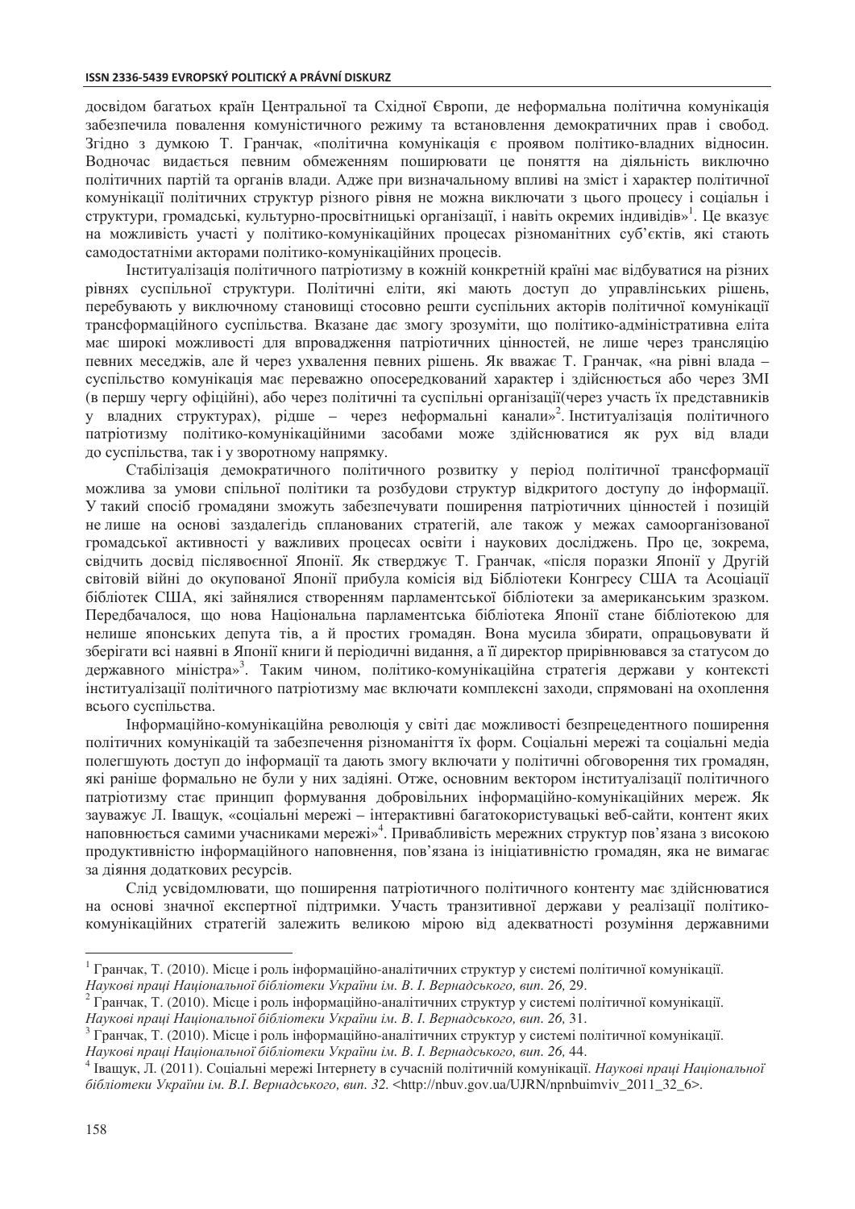досвідом багатьох країн Центральної та Східної Європи, де неформальна політична комунікація забезпечила повалення комуністичного режиму та встановлення демократичних прав і свобод. Згідно з думкою Т. Гранчак, «політична комунікація є проявом політико-владних відносин. Водночас видається певним обмеженням поширювати це поняття на діяльність виключно політичних партій та органів влади. Адже при визначальному впливі на зміст і характер політичної комунікації політичних структур різного рівня не можна виключати з цього процесу і соціальн і структури, громадські, культурно-просвітницькі організації, і навіть окремих індивідів»[1]. Це вказує на можливість участі у політико-комунікаційних процесах різноманітних суб'єктів, які стають самодостатніми акторами політико-комунікаційних процесів.

Інституалізація політичного патріотизму в кожній конкретній країні має відбуватися на різних рівнях суспільної структури. Політичні еліти, які мають доступ до управлінських рішень, перебувають у виключному становищі стосовно решти суспільних акторів політичної комунікації трансформаційного суспільства. Вказане дає змогу зрозуміти, що політико-адміністративна еліта має широкі можливості для впровадження патріотичних цінностей, не лише через трансляцію певних меседжів, але й через ухвалення певних рішень. Як вважає Т. Гранчак, «на рівні влада – суспільство комунікація має переважно опосередкований характер і здійснюється або через ЗМІ (в першу чергу офіційні), або через політичні та суспільні організації(через участь їх представників у владних структурах), рідше – через неформальні канали»[2]. Інституалізація політичного патріотизму політико-комунікаційними засобами може здійснюватися як рух від влади до суспільства, так і у зворотному напрямку.

Стабілізація демократичного політичного розвитку у період політичної трансформації можлива за умови спільної політики та розбудови структур відкритого доступу до інформації. У такий спосіб громадяни зможуть забезпечувати поширення патріотичних цінностей і позицій не лише на основі заздалегідь спланованих стратегій, але також у межах самоорганізованої громадської активності у важливих процесах освіти і наукових досліджень. Про це, зокрема, свідчить досвід післявоєнної Японії. Як стверджує Т. Гранчак, «після поразки Японії у Другій світовій війні до окупованої Японії прибула комісія від Бібліотеки Конгресу США та Асоціації бібліотек США, які зайнялися створенням парламентської бібліотеки за американським зразком. Передбачалося, що нова Національна парламентська бібліотека Японії стане бібліотекою для нелише японських депута тів, а й простих громадян. Вона мусила збирати, опрацьовувати й зберігати всі наявні в Японії книги й періодичні видання, а її директор прирівнювався за статусом до державного міністра»[3]. Таким чином, політико-комунікаційна стратегія держави у контексті інституалізації політичного патріотизму має включати комплексні заходи, спрямовані на охоплення всього суспільства.

Інформаційно-комунікаційна революція у світі дає можливості безпрецедентного поширення політичних комунікацій та забезпечення різноманіття їх форм. Соціальні мережі та соціальні медіа полегшують доступ до інформації та дають змогу включати у політичні обговорення тих громадян, які раніше формально не були у них задіяні. Отже, основним вектором інституалізації політичного патріотизму стає принцип формування добровільних інформаційно-комунікаційних мереж. Як зауважує Л. Іващук, «соціальні мережі – інтерактивні багатокористувацькі веб-сайти, контент яких наповнюється самими учасниками мережі»[4]. Привабливість мережних структур пов'язана з високою продуктивністю інформаційного наповнення, пов'язана із ініціативністю громадян, яка не вимагає за діяння додаткових ресурсів.

Слід усвідомлювати, що поширення патріотичного політичного контенту має здійснюватися на основі значної експертної підтримки. Участь транзитивної держави у реалізації політико-комунікаційних стратегій залежить великою мірою від адекватності розуміння державними

---

[1] Гранчак, Т. (2010). Місце і роль інформаційно-аналітичних структур у системі політичної комунікації. *Наукові праці Національної бібліотеки України ім. В. І. Вернадського, вип. 26,* 29.

[2] Гранчак, Т. (2010). Місце і роль інформаційно-аналітичних структур у системі політичної комунікації. *Наукові праці Національної бібліотеки України ім. В. І. Вернадського, вип. 26,* 31.

[3] Гранчак, Т. (2010). Місце і роль інформаційно-аналітичних структур у системі політичної комунікації. *Наукові праці Національної бібліотеки України ім. В. І. Вернадського, вип. 26,* 44.

[4] Іващук, Л. (2011). Соціальні мережі Інтернету в сучасній політичній комунікації. *Наукові праці Національної бібліотеки України ім. В.І. Вернадського, вип. 32.* <http://nbuv.gov.ua/UJRN/npnbuimviv_2011_32_6>.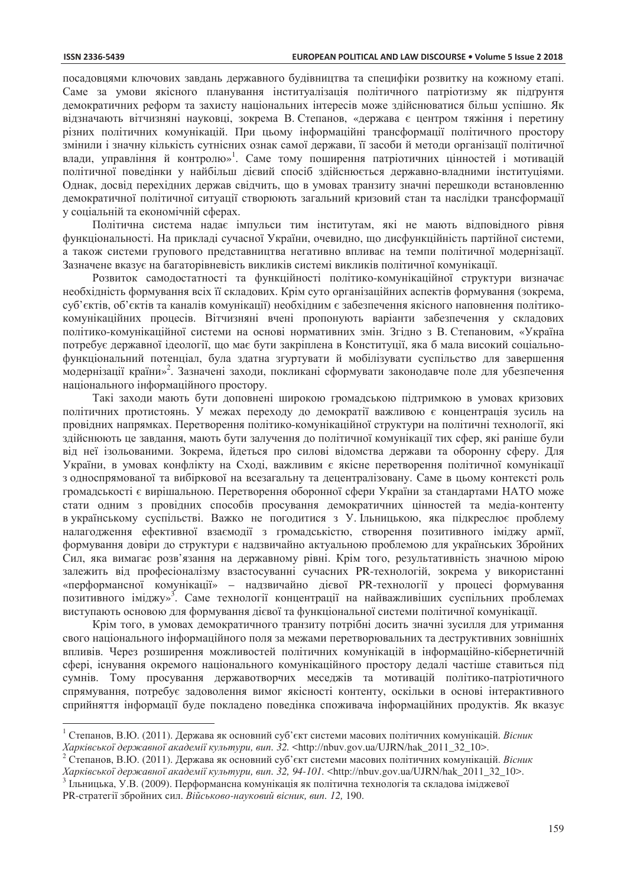посадовцями ключових завдань державного будівництва та специфіки розвитку на кожному етапі. Саме за умови якісного планування інституалізація політичного патріотизму як підґрунтя демократичних реформ та захисту національних інтересів може здійснюватися більш успішно. Як відзначають вітчизняні науковці, зокрема В. Степанов, «держава є центром тяжіння і перетину різних політичних комунікацій. При цьому інформаційні трансформації політичного простору змінили і значну кількість сутнісних ознак самої держави, її засоби й методи організації політичної влади, управління й контролю»[1]. Саме тому поширення патріотичних цінностей і мотивацій політичної поведінки у найбільш дієвий спосіб здійснюється державно-владними інституціями. Однак, досвід перехідних держав свідчить, що в умовах транзиту значні перешкоди встановленню демократичної політичної ситуації створюють загальний кризовий стан та наслідки трансформації у соціальній та економічній сферах.

Політична система надає імпульси тим інститутам, які не мають відповідного рівня функціональності. На прикладі сучасної України, очевидно, що дисфункційність партійної системи, а також системи групового представництва негативно впливає на темпи політичної модернізації. Зазначене вказує на багаторівневість викликів системі викликів політичної комунікації.

Розвиток самодостатності та функційності політико-комунікаційної структури визначає необхідність формування всіх її складових. Крім суто організаційних аспектів формування (зокрема, суб'єктів, об'єктів та каналів комунікації) необхідним є забезпечення якісного наповнення політико-комунікаційних процесів. Вітчизняні вчені пропонують варіанти забезпечення у складових політико-комунікаційної системи на основі нормативних змін. Згідно з В. Степановим, «Україна потребує державної ідеології, що має бути закріплена в Конституції, яка б мала високий соціально-функціональний потенціал, була здатна згуртувати й мобілізувати суспільство для завершення модернізації країни»[2]. Зазначені заходи, покликані сформувати законодавче поле для убезпечення національного інформаційного простору.

Такі заходи мають бути доповнені широкою громадською підтримкою в умовах кризових політичних протистоянь. У межах переходу до демократії важливою є концентрація зусиль на провідних напрямках. Перетворення політико-комунікаційної структури на політичні технології, які здійснюють це завдання, мають бути залучення до політичної комунікації тих сфер, які раніше були від неї ізольованими. Зокрема, йдеться про силові відомства держави та оборонну сферу. Для України, в умовах конфлікту на Сході, важливим є якісне перетворення політичної комунікації з односпрямованої та вибіркової на всезагальну та децентралізовану. Саме в цьому контексті роль громадськості є вирішальною. Перетворення оборонної сфери України за стандартами НАТО може стати одним з провідних способів просування демократичних цінностей та медіа-контенту в українському суспільстві. Важко не погодитися з У. Ільницькою, яка підкреслює проблему налагодження ефективної взаємодії з громадськістю, створення позитивного іміджу армії, формування довіри до структури є надзвичайно актуальною проблемою для українських Збройних Сил, яка вимагає розв'язання на державному рівні. Крім того, результативність значною мірою залежить від професіоналізму взастосуванні сучасних PR-технологій, зокрема у використанні «перформансної комунікації» – надзвичайно дієвої PR-технології у процесі формування позитивного іміджу»[3]. Саме технології концентрації на найважливіших суспільних проблемах виступають основою для формування дієвої та функціональної системи політичної комунікації.

Крім того, в умовах демократичного транзиту потрібні досить значні зусилля для утримання свого національного інформаційного поля за межами перетворювальних та деструктивних зовнішніх впливів. Через розширення можливостей політичних комунікацій в інформаційно-кібернетичній сфері, існування окремого національного комунікаційного простору дедалі частіше ставиться під сумнів. Тому просування державотворчих меседжів та мотивацій політико-патріотичного спрямування, потребує задоволення вимог якісності контенту, оскільки в основі інтерактивного сприйняття інформації буде покладено поведінка споживача інформаційних продуктів. Як вказує

---

[1] Степанов, В.Ю. (2011). Держава як основний суб'єкт системи масових політичних комунікацій. *Вісник Харківської державної академії культури, вип. 32.* <http://nbuv.gov.ua/UJRN/hak_2011_32_10>.

[2] Степанов, В.Ю. (2011). Держава як основний суб'єкт системи масових політичних комунікацій. *Вісник Харківської державної академії культури, вип. 32, 94-101.* <http://nbuv.gov.ua/UJRN/hak_2011_32_10>.

[3] Ільницька, У.В. (2009). Перформансна комунікація як політична технологія та складова іміджевої PR-стратегії збройних сил. *Військово-науковий вісник, вип. 12,* 190.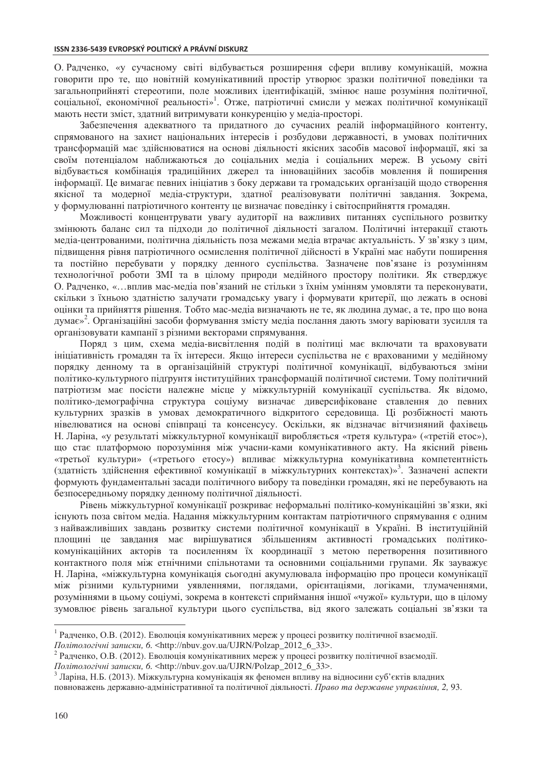О. Радченко, «у сучасному світі відбувається розширення сфери впливу комунікацій, можна говорити про те, що новітній комунікативний простір утворює зразки політичної поведінки та загальноприйняті стереотипи, поле можливих ідентифікацій, змінює наше розуміння політичної, соціальної, економічної реальності»[1]. Отже, патріотичні смисли у межах політичної комунікації мають нести зміст, здатний витримувати конкуренцію у медіа-просторі.

Забезпечення адекватного та придатного до сучасних реалій інформаційного контенту, спрямованого на захист національних інтересів і розбудови державності, в умовах політичних трансформацій має здійснюватися на основі діяльності якісних засобів масової інформації, які за своїм потенціалом наближаються до соціальних медіа і соціальних мереж. В усьому світі відбувається комбінація традиційних джерел та інноваційних засобів мовлення й поширення інформації. Це вимагає певних ініціатив з боку держави та громадських організацій щодо створення якісної та модерної медіа-структури, здатної реалізовувати політичні завдання. Зокрема, у формулюванні патріотичного контенту це визначає поведінку і світосприйняття громадян.

Можливості концентрувати увагу аудиторії на важливих питаннях суспільного розвитку змінюють баланс сил та підходи до політичної діяльності загалом. Політичні інтеракції стають медіа-центрованими, політична діяльність поза межами медіа втрачає актуальність. У зв'язку з цим, підвищення рівня патріотичного осмислення політичної дійсності в Україні має набути поширення та постійно перебувати у порядку денного суспільства. Зазначене пов'язане із розумінням технологічної роботи ЗМІ та в цілому природи медійного простору політики. Як стверджує О. Радченко, «…вплив мас-медіа пов'язаний не стільки з їхнім умінням умовляти та переконувати, скільки з їхньою здатністю залучати громадську увагу і формувати критерії, що лежать в основі оцінки та прийняття рішення. Тобто мас-медіа визначають не те, як людина думає, а те, про що вона думає»[2]. Організаційні засоби формування змісту медіа послання дають змогу варіювати зусилля та організовувати кампанії з різними векторами спрямування.

Поряд з цим, схема медіа-висвітлення подій в політиці має включати та враховувати ініціативність громадян та їх інтереси. Якщо інтереси суспільства не є врахованими у медійному порядку денному та в організаційній структурі політичної комунікації, відбуваються зміни політико-культурного підґрунтя інституційних трансформацій політичної системи. Тому політичний патріотизм має посісти належне місце у міжкультурній комунікації суспільства. Як відомо, політико-демографічна структура соціуму визначає диверсифіковане ставлення до певних культурних зразків в умовах демократичного відкритого середовища. Ці розбіжності мають нівелюватися на основі співпраці та консенсусу. Оскільки, як відзначає вітчизняний фахівець Н. Ларіна, «у результаті міжкультурної комунікації виробляється «третя культура» («третій етос»), що стає платформою порозуміння між учасни-ками комунікативного акту. На якісний рівень «третьої культури» («третього етосу») впливає міжкультурна комунікативна компетентність (здатність здійснення ефективної комунікації в міжкультурних контекстах)»[3]. Зазначені аспекти формують фундаментальні засади політичного вибору та поведінки громадян, які не перебувають на безпосередньому порядку денному політичної діяльності.

Рівень міжкультурної комунікації розкриває неформальні політико-комунікаційні зв'язки, які існують поза світом медіа. Надання міжкультурним контактам патріотичного спрямування є одним з найважливіших завдань розвитку системи політичної комунікації в Україні. В інституційній площині це завдання має вирішуватися збільшенням активності громадських політико-комунікаційних акторів та посиленням їх координації з метою перетворення позитивного контактного поля між етнічними спільнотами та основними соціальними групами. Як зауважує Н. Ларіна, «міжкультурна комунікація сьогодні акумулювала інформацію про процеси комунікації між різними культурними уявленнями, поглядами, орієнтаціями, логіками, тлумаченнями, розуміннями в цьому соціумі, зокрема в контексті сприймання іншої «чужої» культури, що в цілому зумовлює рівень загальної культури цього суспільства, від якого залежать соціальні зв'язки та

---

[1] Радченко, О.В. (2012). Еволюція комунікативних мереж у процесі розвитку політичної взаємодії. *Політологічні записки, 6.* <http://nbuv.gov.ua/UJRN/Polzap_2012_6_33>.

[2] Радченко, О.В. (2012). Еволюція комунікативних мереж у процесі розвитку політичної взаємодії. *Політологічні записки, 6.* <http://nbuv.gov.ua/UJRN/Polzap_2012_6_33>.

[3] Ларіна, Н.Б. (2013). Міжкультурна комунікація як феномен впливу на відносини суб'єктів владних повноважень державно-адміністративної та політичної діяльності. *Право та державне управління, 2,* 93.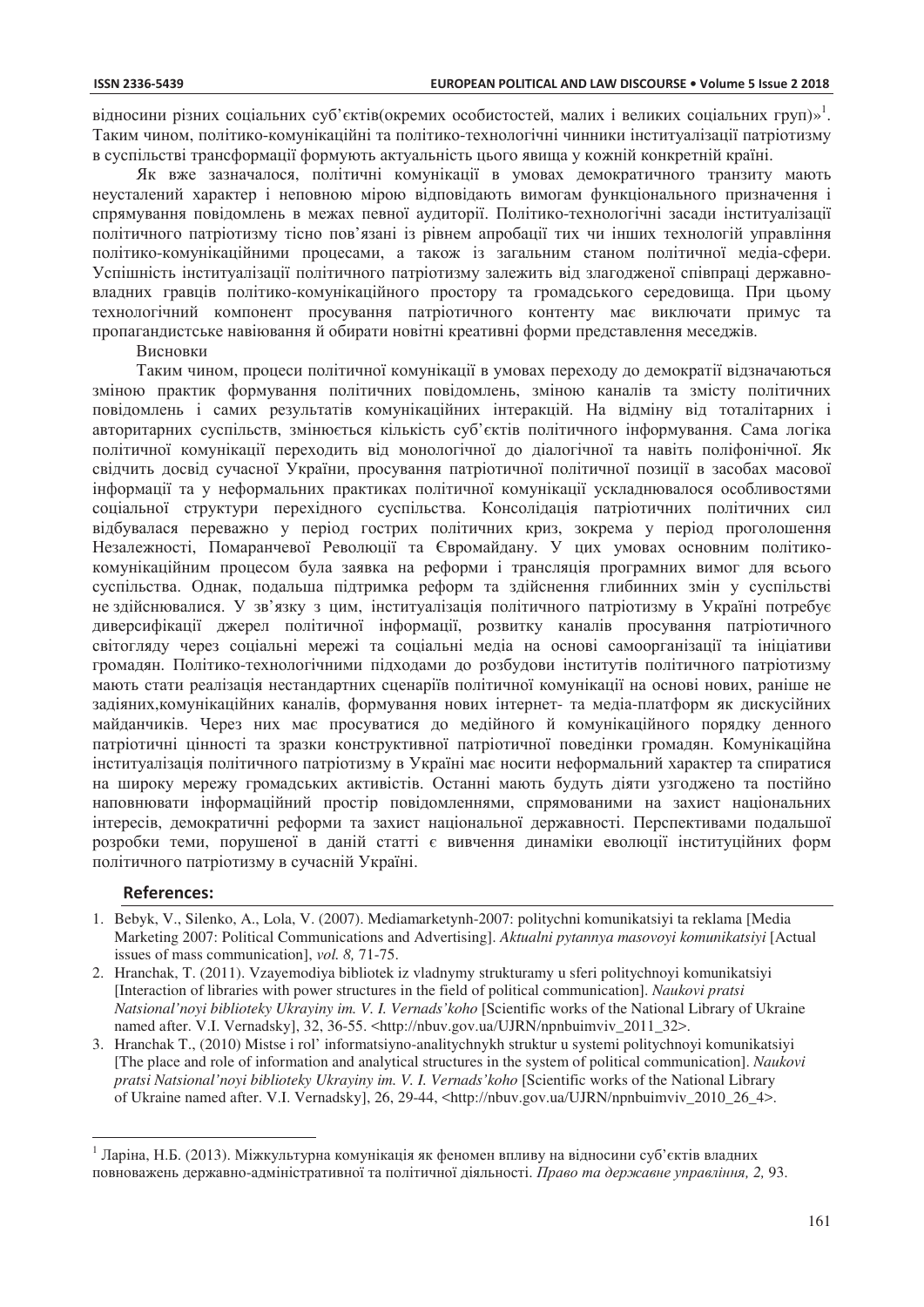відносини різних соціальних суб'єктів(окремих особистостей, малих і великих соціальних груп)»[1]. Таким чином, політико-комунікаційні та політико-технологічні чинники інституалізації патріотизму в суспільстві трансформації формують актуальність цього явища у кожній конкретній країні.

Як вже зазначалося, політичні комунікації в умовах демократичного транзиту мають неусталений характер і неповною мірою відповідають вимогам функціонального призначення і спрямування повідомлень в межах певної аудиторії. Політико-технологічні засади інституалізації політичного патріотизму тісно пов'язані із рівнем апробації тих чи інших технологій управління політико-комунікаційними процесами, а також із загальним станом політичної медіа-сфери. Успішність інституалізації політичного патріотизму залежить від злагодженої співпраці державно-владних гравців політико-комунікаційного простору та громадського середовища. При цьому технологічний компонент просування патріотичного контенту має виключати примус та пропагандистське навіювання й обирати новітні креативні форми представлення меседжів.

Висновки

Таким чином, процеси політичної комунікації в умовах переходу до демократії відзначаються зміною практик формування політичних повідомлень, зміною каналів та змісту політичних повідомлень і самих результатів комунікаційних інтеракцій. На відміну від тоталітарних і авторитарних суспільств, змінюється кількість суб'єктів політичного інформування. Сама логіка політичної комунікації переходить від монологічної до діалогічної та навіть поліфонічної. Як свідчить досвід сучасної України, просування патріотичної політичної позиції в засобах масової інформації та у неформальних практиках політичної комунікації ускладнювалося особливостями соціальної структури перехідного суспільства. Консолідація патріотичних політичних сил відбувалася переважно у період гострих політичних криз, зокрема у період проголошення Незалежності, Помаранчевої Революції та Євромайдану. У цих умовах основним політико-комунікаційним процесом була заявка на реформи і трансляція програмних вимог для всього суспільства. Однак, подальша підтримка реформ та здійснення глибинних змін у суспільстві не здійснювалися. У зв'язку з цим, інституалізація політичного патріотизму в Україні потребує диверсифікації джерел політичної інформації, розвитку каналів просування патріотичного світогляду через соціальні мережі та соціальні медіа на основі самоорганізації та ініціативи громадян. Політико-технологічними підходами до розбудови інститутів політичного патріотизму мають стати реалізація нестандартних сценаріїв політичної комунікації на основі нових, раніше не задіяних,комунікаційних каналів, формування нових інтернет- та медіа-платформ як дискусійних майданчиків. Через них має просуватися до медійного й комунікаційного порядку денного патріотичні цінності та зразки конструктивної патріотичної поведінки громадян. Комунікаційна інституалізація політичного патріотизму в Україні має носити неформальний характер та спиратися на широку мережу громадських активістів. Останні мають будуть діяти узгоджено та постійно наповнювати інформаційний простір повідомленнями, спрямованими на захист національних інтересів, демократичні реформи та захист національної державності. Перспективами подальшої розробки теми, порушеної в даній статті є вивчення динаміки еволюції інституційних форм політичного патріотизму в сучасній Україні.

## References:

1. Bebyk, V., Silenko, A., Lola, V. (2007). Mediamarketynh-2007: politychni komunikatsiyi ta reklama [Media Marketing 2007: Political Communications and Advertising]. *Aktualni pytannya masovoyi komunikatsiyi* [Actual issues of mass communication], *vol. 8,* 71-75.
2. Hranchak, T. (2011). Vzayemodiya bibliotek iz vladnymy strukturamy u sferi politychnoyi komunikatsiyi [Interaction of libraries with power structures in the field of political communication]. *Naukovi pratsi Natsional'noyi biblioteky Ukrayiny im. V. I. Vernads'koho* [Scientific works of the National Library of Ukraine named after. V.I. Vernadsky], 32, 36-55. <http://nbuv.gov.ua/UJRN/npnbuimviv_2011_32>.
3. Hranchak T., (2010) Mistse i rol' informatsiyno-analitychnykh struktur u systemi politychnoyi komunikatsiyi [The place and role of information and analytical structures in the system of political communication]. *Naukovi pratsi Natsional'noyi biblioteky Ukrayiny im. V. I. Vernads'koho* [Scientific works of the National Library of Ukraine named after. V.I. Vernadsky], 26, 29-44, <http://nbuv.gov.ua/UJRN/npnbuimviv_2010_26_4>.

---

[1] Ларіна, Н.Б. (2013). Міжкультурна комунікація як феномен впливу на відносини суб'єктів владних повноважень державно-адміністративної та політичної діяльності. *Право та державне управління, 2,* 93.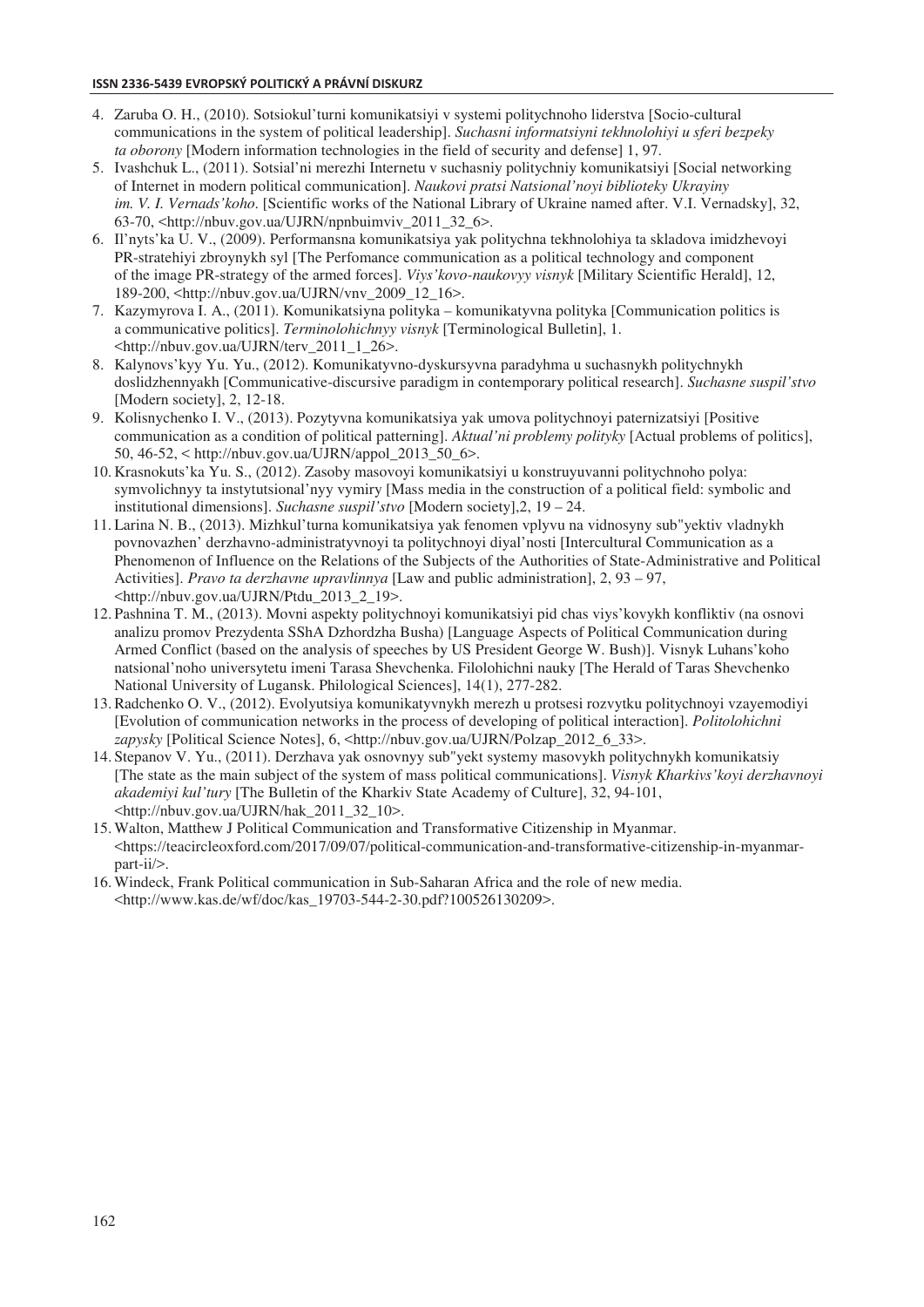4. Zaruba O. H., (2010). Sotsiokul'turni komunikatsiyi v systemi politychnoho liderstva [Socio-cultural communications in the system of political leadership]. *Suchasni informatsiyni tekhnolohiyi u sferi bezpeky ta oborony* [Modern information technologies in the field of security and defense] 1, 97.
5. Ivashchuk L., (2011). Sotsial'ni merezhi Internetu v suchasniy politychniy komunikatsiyi [Social networking of Internet in modern political communication]. *Naukovi pratsi Natsional'noyi biblioteky Ukrayiny im. V. I. Vernads'koho.* [Scientific works of the National Library of Ukraine named after. V.I. Vernadsky], 32, 63-70, <http://nbuv.gov.ua/UJRN/npnbuimviv_2011_32_6>.
6. Il'nyts'ka U. V., (2009). Performansna komunikatsiya yak politychna tekhnolohiya ta skladova imidzhevoyi PR-stratehiyi zbroynykh syl [The Perfomance communication as a political technology and component of the image PR-strategy of the armed forces]. *Viys'kovo-naukovyy visnyk* [Military Scientific Herald], 12, 189-200, <http://nbuv.gov.ua/UJRN/vnv_2009_12_16>.
7. Kazymyrova I. A., (2011). Komunikatsiyna polityka – komunikatyvna polityka [Communication politics is a communicative politics]. *Terminolohichnyy visnyk* [Terminological Bulletin], 1. <http://nbuv.gov.ua/UJRN/terv_2011_1_26>.
8. Kalynovs'kyy Yu. Yu., (2012). Komunikatyvno-dyskursyvna paradyhma u suchasnykh politychnykh doslidzhennyakh [Communicative-discursive paradigm in contemporary political research]. *Suchasne suspil'stvo* [Modern society], 2, 12-18.
9. Kolisnychenko I. V., (2013). Pozytyvna komunikatsiya yak umova politychnoyi paternizatsiyi [Positive communication as a condition of political patterning]. *Aktual'ni problemy polityky* [Actual problems of politics], 50, 46-52, < http://nbuv.gov.ua/UJRN/appol_2013_50_6>.
10. Krasnokuts'ka Yu. S., (2012). Zasoby masovoyi komunikatsiyi u konstruyuvanni politychnoho polya: symvolichnyy ta instytutsional'nyy vymiry [Mass media in the construction of a political field: symbolic and institutional dimensions]. *Suchasne suspil'stvo* [Modern society],2, 19 – 24.
11. Larina N. B., (2013). Mizhkul'turna komunikatsiya yak fenomen vplyvu na vidnosyny sub"yektiv vladnykh povnovazhen' derzhavno-administratyvnoyi ta politychnoyi diyal'nosti [Intercultural Communication as a Phenomenon of Influence on the Relations of the Subjects of the Authorities of State-Administrative and Political Activities]. *Pravo ta derzhavne upravlinnya* [Law and public administration], 2, 93 – 97, <http://nbuv.gov.ua/UJRN/Ptdu_2013_2_19>.
12. Pashnina T. M., (2013). Movni aspekty politychnoyi komunikatsiyi pid chas viys'kovykh konfliktiv (na osnovi analizu promov Prezydenta SShA Dzhordzha Busha) [Language Aspects of Political Communication during Armed Conflict (based on the analysis of speeches by US President George W. Bush)]. Visnyk Luhans'koho natsional'noho universytetu imeni Tarasa Shevchenka. Filolohichni nauky [The Herald of Taras Shevchenko National University of Lugansk. Philological Sciences], 14(1), 277-282.
13. Radchenko O. V., (2012). Evolyutsiya komunikatyvnykh merezh u protsesi rozvytku politychnoyi vzayemodiyi [Evolution of communication networks in the process of developing of political interaction]. *Politolohichni zapysky* [Political Science Notes], 6, <http://nbuv.gov.ua/UJRN/Polzap_2012_6_33>.
14. Stepanov V. Yu., (2011). Derzhava yak osnovnyy sub"yekt systemy masovykh politychnykh komunikatsiy [The state as the main subject of the system of mass political communications]. *Visnyk Kharkivs'koyi derzhavnoyi akademiyi kul'tury* [The Bulletin of the Kharkiv State Academy of Culture], 32, 94-101, <http://nbuv.gov.ua/UJRN/hak_2011_32_10>.
15. Walton, Matthew J Political Communication and Transformative Citizenship in Myanmar. <https://teacircleoxford.com/2017/09/07/political-communication-and-transformative-citizenship-in-myanmar-part-ii/>.
16. Windeck, Frank Political communication in Sub-Saharan Africa and the role of new media. <http://www.kas.de/wf/doc/kas_19703-544-2-30.pdf?100526130209>.